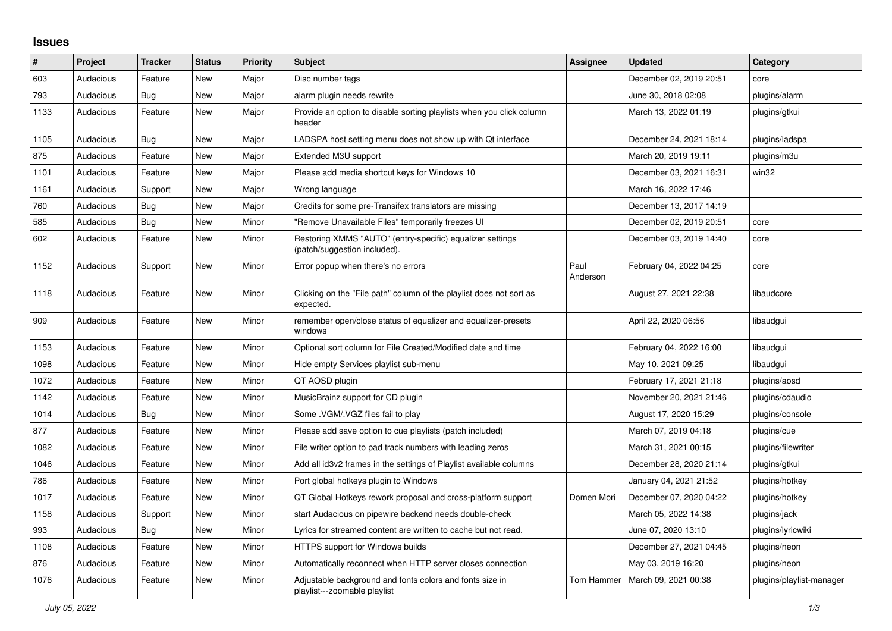## Issues

| # | Project | Tracker | Status | Priority | Subject | Assignee | Updated | Category |
|---|---|---|---|---|---|---|---|---|
| 603 | Audacious | Feature | New | Major | Disc number tags | | December 02, 2019 20:51 | core |
| 793 | Audacious | Bug | New | Major | alarm plugin needs rewrite | | June 30, 2018 02:08 | plugins/alarm |
| 1133 | Audacious | Feature | New | Major | Provide an option to disable sorting playlists when you click column header | | March 13, 2022 01:19 | plugins/gtkui |
| 1105 | Audacious | Bug | New | Major | LADSPA host setting menu does not show up with Qt interface | | December 24, 2021 18:14 | plugins/ladspa |
| 875 | Audacious | Feature | New | Major | Extended M3U support | | March 20, 2019 19:11 | plugins/m3u |
| 1101 | Audacious | Feature | New | Major | Please add media shortcut keys for Windows 10 | | December 03, 2021 16:31 | win32 |
| 1161 | Audacious | Support | New | Major | Wrong language | | March 16, 2022 17:46 | |
| 760 | Audacious | Bug | New | Major | Credits for some pre-Transifex translators are missing | | December 13, 2017 14:19 | |
| 585 | Audacious | Bug | New | Minor | "Remove Unavailable Files" temporarily freezes UI | | December 02, 2019 20:51 | core |
| 602 | Audacious | Feature | New | Minor | Restoring XMMS "AUTO" (entry-specific) equalizer settings (patch/suggestion included). | | December 03, 2019 14:40 | core |
| 1152 | Audacious | Support | New | Minor | Error popup when there's no errors | Paul Anderson | February 04, 2022 04:25 | core |
| 1118 | Audacious | Feature | New | Minor | Clicking on the "File path" column of the playlist does not sort as expected. | | August 27, 2021 22:38 | libaudcore |
| 909 | Audacious | Feature | New | Minor | remember open/close status of equalizer and equalizer-presets windows | | April 22, 2020 06:56 | libaudgui |
| 1153 | Audacious | Feature | New | Minor | Optional sort column for File Created/Modified date and time | | February 04, 2022 16:00 | libaudgui |
| 1098 | Audacious | Feature | New | Minor | Hide empty Services playlist sub-menu | | May 10, 2021 09:25 | libaudgui |
| 1072 | Audacious | Feature | New | Minor | QT AOSD plugin | | February 17, 2021 21:18 | plugins/aosd |
| 1142 | Audacious | Feature | New | Minor | MusicBrainz support for CD plugin | | November 20, 2021 21:46 | plugins/cdaudio |
| 1014 | Audacious | Bug | New | Minor | Some .VGM/.VGZ files fail to play | | August 17, 2020 15:29 | plugins/console |
| 877 | Audacious | Feature | New | Minor | Please add save option to cue playlists (patch included) | | March 07, 2019 04:18 | plugins/cue |
| 1082 | Audacious | Feature | New | Minor | File writer option to pad track numbers with leading zeros | | March 31, 2021 00:15 | plugins/filewriter |
| 1046 | Audacious | Feature | New | Minor | Add all id3v2 frames in the settings of Playlist available columns | | December 28, 2020 21:14 | plugins/gtkui |
| 786 | Audacious | Feature | New | Minor | Port global hotkeys plugin to Windows | | January 04, 2021 21:52 | plugins/hotkey |
| 1017 | Audacious | Feature | New | Minor | QT Global Hotkeys rework proposal and cross-platform support | Domen Mori | December 07, 2020 04:22 | plugins/hotkey |
| 1158 | Audacious | Support | New | Minor | start Audacious on pipewire backend needs double-check | | March 05, 2022 14:38 | plugins/jack |
| 993 | Audacious | Bug | New | Minor | Lyrics for streamed content are written to cache but not read. | | June 07, 2020 13:10 | plugins/lyricwiki |
| 1108 | Audacious | Feature | New | Minor | HTTPS support for Windows builds | | December 27, 2021 04:45 | plugins/neon |
| 876 | Audacious | Feature | New | Minor | Automatically reconnect when HTTP server closes connection | | May 03, 2019 16:20 | plugins/neon |
| 1076 | Audacious | Feature | New | Minor | Adjustable background and fonts colors and fonts size in playlist---zoomable playlist | Tom Hammer | March 09, 2021 00:38 | plugins/playlist-manager |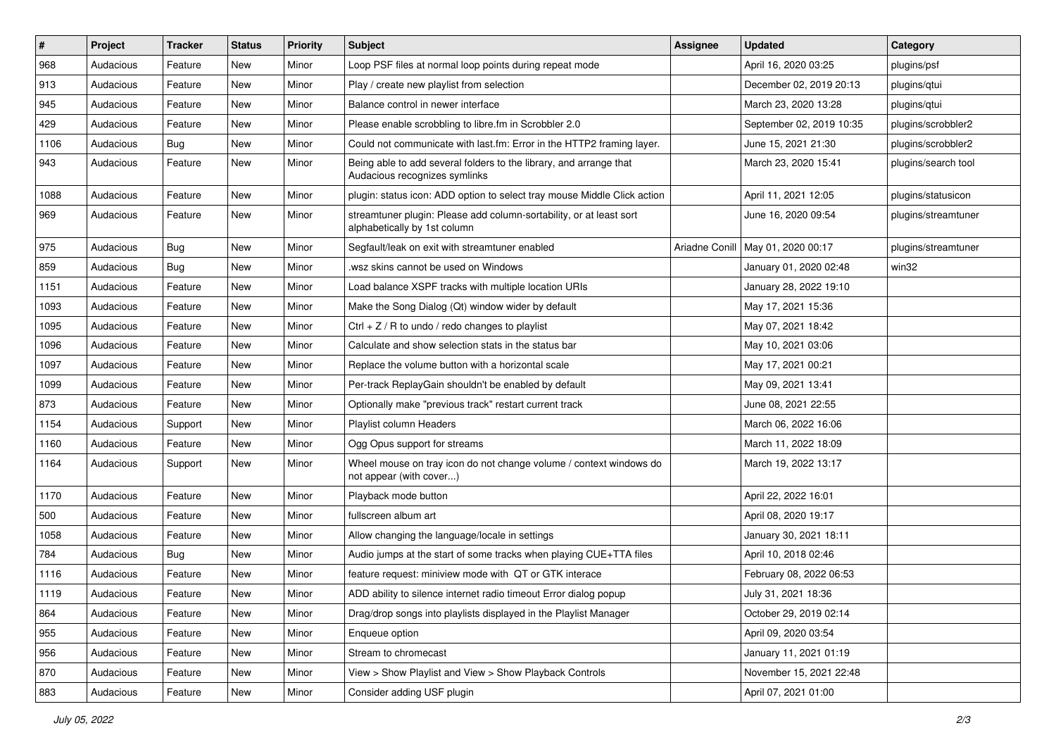| # | Project | Tracker | Status | Priority | Subject | Assignee | Updated | Category |
|---|---|---|---|---|---|---|---|---|
| 968 | Audacious | Feature | New | Minor | Loop PSF files at normal loop points during repeat mode | | April 16, 2020 03:25 | plugins/psf |
| 913 | Audacious | Feature | New | Minor | Play / create new playlist from selection | | December 02, 2019 20:13 | plugins/qtui |
| 945 | Audacious | Feature | New | Minor | Balance control in newer interface | | March 23, 2020 13:28 | plugins/qtui |
| 429 | Audacious | Feature | New | Minor | Please enable scrobbling to libre.fm in Scrobbler 2.0 | | September 02, 2019 10:35 | plugins/scrobbler2 |
| 1106 | Audacious | Bug | New | Minor | Could not communicate with last.fm: Error in the HTTP2 framing layer. | | June 15, 2021 21:30 | plugins/scrobbler2 |
| 943 | Audacious | Feature | New | Minor | Being able to add several folders to the library, and arrange that Audacious recognizes symlinks | | March 23, 2020 15:41 | plugins/search tool |
| 1088 | Audacious | Feature | New | Minor | plugin: status icon: ADD option to select tray mouse Middle Click action | | April 11, 2021 12:05 | plugins/statusicon |
| 969 | Audacious | Feature | New | Minor | streamtuner plugin: Please add column-sortability, or at least sort alphabetically by 1st column | | June 16, 2020 09:54 | plugins/streamtuner |
| 975 | Audacious | Bug | New | Minor | Segfault/leak on exit with streamtuner enabled | Ariadne Conill | May 01, 2020 00:17 | plugins/streamtuner |
| 859 | Audacious | Bug | New | Minor | .wsz skins cannot be used on Windows | | January 01, 2020 02:48 | win32 |
| 1151 | Audacious | Feature | New | Minor | Load balance XSPF tracks with multiple location URIs | | January 28, 2022 19:10 | |
| 1093 | Audacious | Feature | New | Minor | Make the Song Dialog (Qt) window wider by default | | May 17, 2021 15:36 | |
| 1095 | Audacious | Feature | New | Minor | Ctrl + Z / R to undo / redo changes to playlist | | May 07, 2021 18:42 | |
| 1096 | Audacious | Feature | New | Minor | Calculate and show selection stats in the status bar | | May 10, 2021 03:06 | |
| 1097 | Audacious | Feature | New | Minor | Replace the volume button with a horizontal scale | | May 17, 2021 00:21 | |
| 1099 | Audacious | Feature | New | Minor | Per-track ReplayGain shouldn't be enabled by default | | May 09, 2021 13:41 | |
| 873 | Audacious | Feature | New | Minor | Optionally make "previous track" restart current track | | June 08, 2021 22:55 | |
| 1154 | Audacious | Support | New | Minor | Playlist column Headers | | March 06, 2022 16:06 | |
| 1160 | Audacious | Feature | New | Minor | Ogg Opus support for streams | | March 11, 2022 18:09 | |
| 1164 | Audacious | Support | New | Minor | Wheel mouse on tray icon do not change volume / context windows do not appear (with cover...) | | March 19, 2022 13:17 | |
| 1170 | Audacious | Feature | New | Minor | Playback mode button | | April 22, 2022 16:01 | |
| 500 | Audacious | Feature | New | Minor | fullscreen album art | | April 08, 2020 19:17 | |
| 1058 | Audacious | Feature | New | Minor | Allow changing the language/locale in settings | | January 30, 2021 18:11 | |
| 784 | Audacious | Bug | New | Minor | Audio jumps at the start of some tracks when playing CUE+TTA files | | April 10, 2018 02:46 | |
| 1116 | Audacious | Feature | New | Minor | feature request: miniview mode with QT or GTK interace | | February 08, 2022 06:53 | |
| 1119 | Audacious | Feature | New | Minor | ADD ability to silence internet radio timeout Error dialog popup | | July 31, 2021 18:36 | |
| 864 | Audacious | Feature | New | Minor | Drag/drop songs into playlists displayed in the Playlist Manager | | October 29, 2019 02:14 | |
| 955 | Audacious | Feature | New | Minor | Enqueue option | | April 09, 2020 03:54 | |
| 956 | Audacious | Feature | New | Minor | Stream to chromecast | | January 11, 2021 01:19 | |
| 870 | Audacious | Feature | New | Minor | View > Show Playlist and View > Show Playback Controls | | November 15, 2021 22:48 | |
| 883 | Audacious | Feature | New | Minor | Consider adding USF plugin | | April 07, 2021 01:00 | |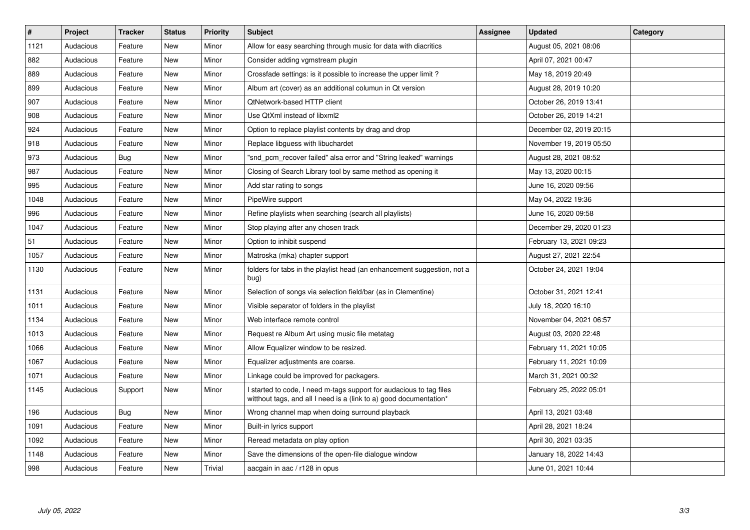| # | Project | Tracker | Status | Priority | Subject | Assignee | Updated | Category |
|---|---|---|---|---|---|---|---|---|
| 1121 | Audacious | Feature | New | Minor | Allow for easy searching through music for data with diacritics | | August 05, 2021 08:06 | |
| 882 | Audacious | Feature | New | Minor | Consider adding vgmstream plugin | | April 07, 2021 00:47 | |
| 889 | Audacious | Feature | New | Minor | Crossfade settings: is it possible to increase the upper limit ? | | May 18, 2019 20:49 | |
| 899 | Audacious | Feature | New | Minor | Album art (cover) as an additional columun in Qt version | | August 28, 2019 10:20 | |
| 907 | Audacious | Feature | New | Minor | QtNetwork-based HTTP client | | October 26, 2019 13:41 | |
| 908 | Audacious | Feature | New | Minor | Use QtXml instead of libxml2 | | October 26, 2019 14:21 | |
| 924 | Audacious | Feature | New | Minor | Option to replace playlist contents by drag and drop | | December 02, 2019 20:15 | |
| 918 | Audacious | Feature | New | Minor | Replace libguess with libuchardet | | November 19, 2019 05:50 | |
| 973 | Audacious | Bug | New | Minor | "snd_pcm_recover failed" alsa error and "String leaked" warnings | | August 28, 2021 08:52 | |
| 987 | Audacious | Feature | New | Minor | Closing of Search Library tool by same method as opening it | | May 13, 2020 00:15 | |
| 995 | Audacious | Feature | New | Minor | Add star rating to songs | | June 16, 2020 09:56 | |
| 1048 | Audacious | Feature | New | Minor | PipeWire support | | May 04, 2022 19:36 | |
| 996 | Audacious | Feature | New | Minor | Refine playlists when searching (search all playlists) | | June 16, 2020 09:58 | |
| 1047 | Audacious | Feature | New | Minor | Stop playing after any chosen track | | December 29, 2020 01:23 | |
| 51 | Audacious | Feature | New | Minor | Option to inhibit suspend | | February 13, 2021 09:23 | |
| 1057 | Audacious | Feature | New | Minor | Matroska (mka) chapter support | | August 27, 2021 22:54 | |
| 1130 | Audacious | Feature | New | Minor | folders for tabs in the playlist head (an enhancement suggestion, not a bug) | | October 24, 2021 19:04 | |
| 1131 | Audacious | Feature | New | Minor | Selection of songs via selection field/bar (as in Clementine) | | October 31, 2021 12:41 | |
| 1011 | Audacious | Feature | New | Minor | Visible separator of folders in the playlist | | July 18, 2020 16:10 | |
| 1134 | Audacious | Feature | New | Minor | Web interface remote control | | November 04, 2021 06:57 | |
| 1013 | Audacious | Feature | New | Minor | Request re Album Art using music file metatag | | August 03, 2020 22:48 | |
| 1066 | Audacious | Feature | New | Minor | Allow Equalizer window to be resized. | | February 11, 2021 10:05 | |
| 1067 | Audacious | Feature | New | Minor | Equalizer adjustments are coarse. | | February 11, 2021 10:09 | |
| 1071 | Audacious | Feature | New | Minor | Linkage could be improved for packagers. | | March 31, 2021 00:32 | |
| 1145 | Audacious | Support | New | Minor | I started to code, I need m-tags support for audacious to tag files witthout tags, and all I need is a (link to a) good documentation* | | February 25, 2022 05:01 | |
| 196 | Audacious | Bug | New | Minor | Wrong channel map when doing surround playback | | April 13, 2021 03:48 | |
| 1091 | Audacious | Feature | New | Minor | Built-in lyrics support | | April 28, 2021 18:24 | |
| 1092 | Audacious | Feature | New | Minor | Reread metadata on play option | | April 30, 2021 03:35 | |
| 1148 | Audacious | Feature | New | Minor | Save the dimensions of the open-file dialogue window | | January 18, 2022 14:43 | |
| 998 | Audacious | Feature | New | Trivial | aacgain in aac / r128 in opus | | June 01, 2021 10:44 | |